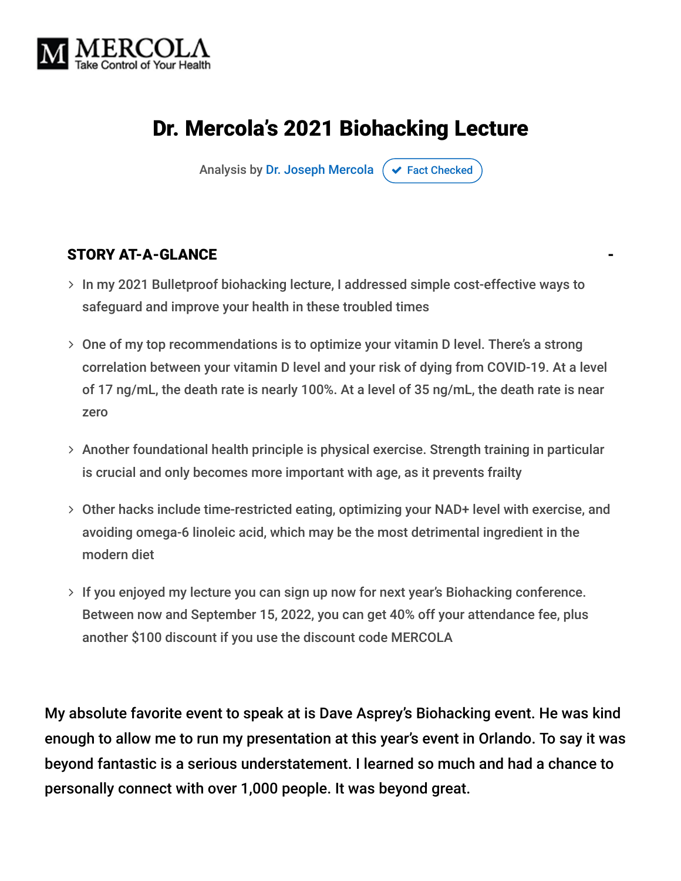# Dr. Mercola's 2021 Biohacking Lecture

Analysis by Dr. Joseph Mercola ✔ Fact Checked

## STORY AT-A-GLANCE

- In my 2021 Bulletproof biohacking lecture, I addressed simple cost-effective ways to safeguard and improve your health in these troubled times
- One of my top recommendations is to optimize your vitamin D level. There's a strong correlation between your vitamin D level and your risk of dying from COVID-19. At a level of 17 ng/mL, the death rate is nearly 100%. At a level of 35 ng/mL, the death rate is near zero
- Another foundational health principle is physical exercise. Strength training in particular is crucial and only becomes more important with age, as it prevents frailty
- Other hacks include time-restricted eating, optimizing your NAD+ level with exercise, and avoiding omega-6 linoleic acid, which may be the most detrimental ingredient in the modern diet
- If you enjoyed my lecture you can sign up now for next year's Biohacking conference. Between now and September 15, 2022, you can get 40% off your attendance fee, plus another $100 discount if you use the discount code MERCOLA

My absolute favorite event to speak at is Dave Asprey's Biohacking event. He was kind enough to allow me to run my presentation at this year's event in Orlando. To say it was beyond fantastic is a serious understatement. I learned so much and had a chance to personally connect with over 1,000 people. It was beyond great.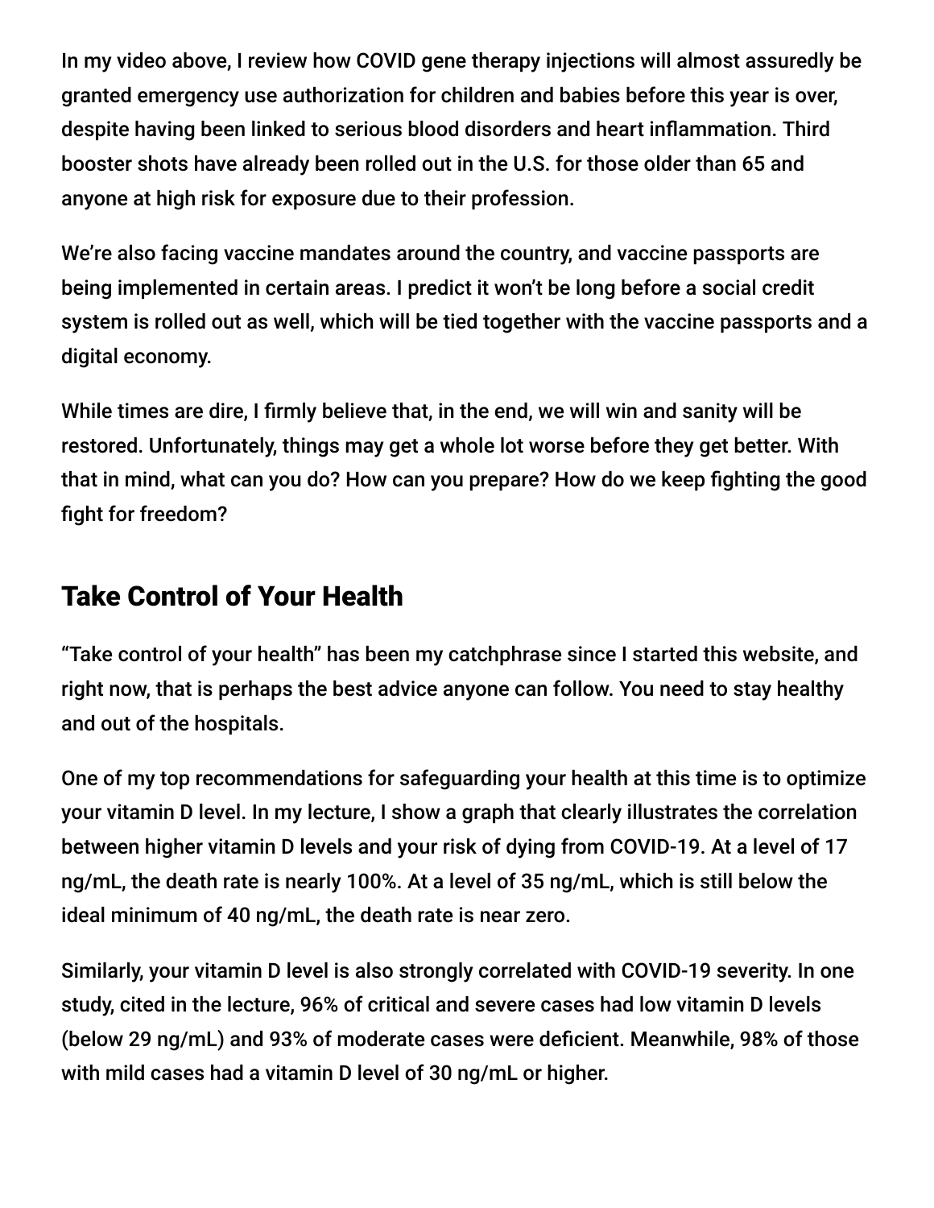In my video above, I review how COVID gene therapy injections will almost assuredly be granted emergency use authorization for children and babies before this year is over, despite having been linked to serious blood disorders and heart inflammation. Third booster shots have already been rolled out in the U.S. for those older than 65 and anyone at high risk for exposure due to their profession.

We're also facing vaccine mandates around the country, and vaccine passports are being implemented in certain areas. I predict it won't be long before a social credit system is rolled out as well, which will be tied together with the vaccine passports and a digital economy.

While times are dire, I firmly believe that, in the end, we will win and sanity will be restored. Unfortunately, things may get a whole lot worse before they get better. With that in mind, what can you do? How can you prepare? How do we keep fighting the good fight for freedom?

## Take Control of Your Health

"Take control of your health" has been my catchphrase since I started this website, and right now, that is perhaps the best advice anyone can follow. You need to stay healthy and out of the hospitals.

One of my top recommendations for safeguarding your health at this time is to optimize your vitamin D level. In my lecture, I show a graph that clearly illustrates the correlation between higher vitamin D levels and your risk of dying from COVID-19. At a level of 17 ng/mL, the death rate is nearly 100%. At a level of 35 ng/mL, which is still below the ideal minimum of 40 ng/mL, the death rate is near zero.

Similarly, your vitamin D level is also strongly correlated with COVID-19 severity. In one study, cited in the lecture, 96% of critical and severe cases had low vitamin D levels (below 29 ng/mL) and 93% of moderate cases were deficient. Meanwhile, 98% of those with mild cases had a vitamin D level of 30 ng/mL or higher.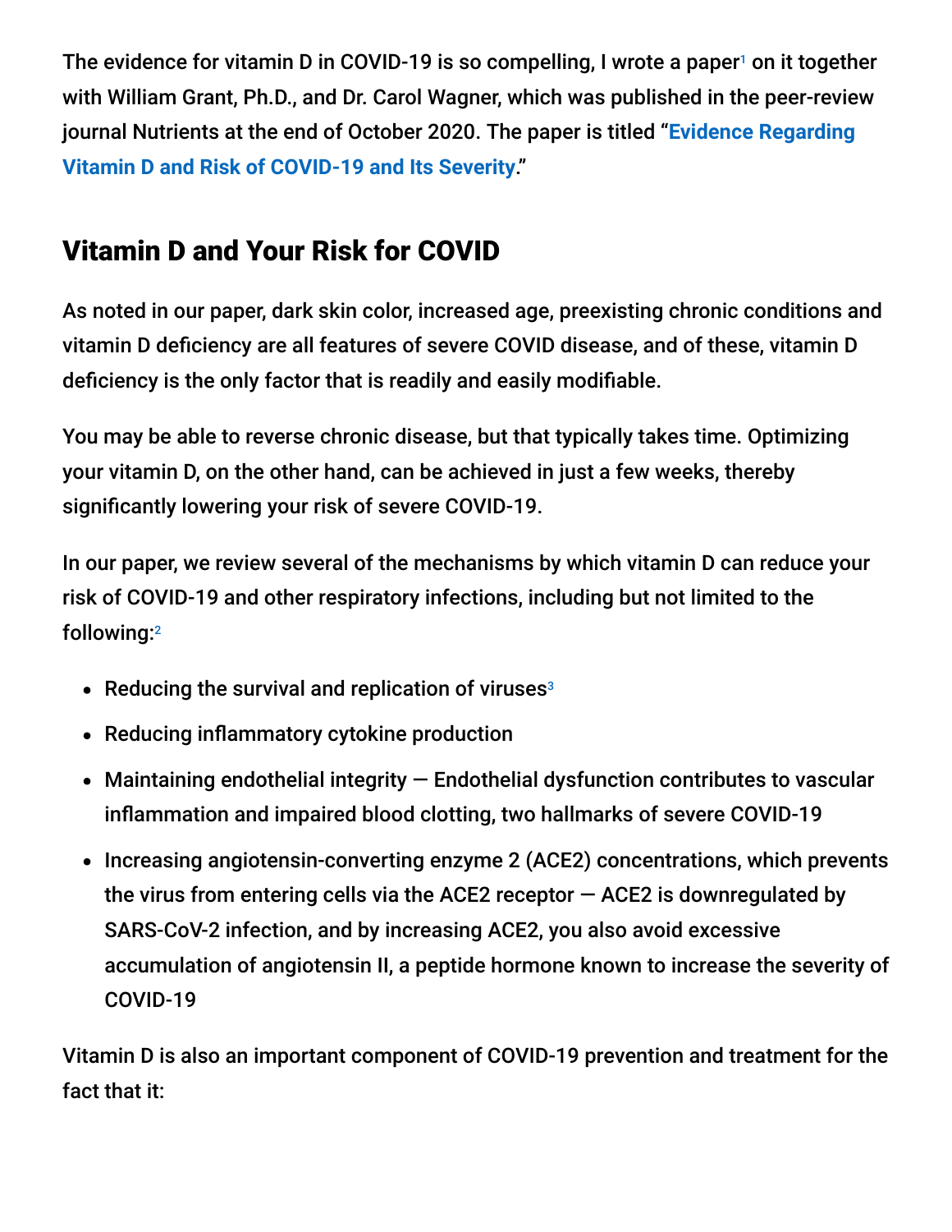The evidence for vitamin D in COVID-19 is so compelling, I wrote a paper[1] on it together with William Grant, Ph.D., and Dr. Carol Wagner, which was published in the peer-review journal Nutrients at the end of October 2020. The paper is titled "**Evidence Regarding Vitamin D and Risk of COVID-19 and Its Severity**."

## Vitamin D and Your Risk for COVID

As noted in our paper, dark skin color, increased age, preexisting chronic conditions and vitamin D deficiency are all features of severe COVID disease, and of these, vitamin D deficiency is the only factor that is readily and easily modifiable.

You may be able to reverse chronic disease, but that typically takes time. Optimizing your vitamin D, on the other hand, can be achieved in just a few weeks, thereby significantly lowering your risk of severe COVID-19.

In our paper, we review several of the mechanisms by which vitamin D can reduce your risk of COVID-19 and other respiratory infections, including but not limited to the following:[2]

- Reducing the survival and replication of viruses[3]
- Reducing inflammatory cytokine production
- Maintaining endothelial integrity — Endothelial dysfunction contributes to vascular inflammation and impaired blood clotting, two hallmarks of severe COVID-19
- Increasing angiotensin-converting enzyme 2 (ACE2) concentrations, which prevents the virus from entering cells via the ACE2 receptor — ACE2 is downregulated by SARS-CoV-2 infection, and by increasing ACE2, you also avoid excessive accumulation of angiotensin II, a peptide hormone known to increase the severity of COVID-19

Vitamin D is also an important component of COVID-19 prevention and treatment for the fact that it: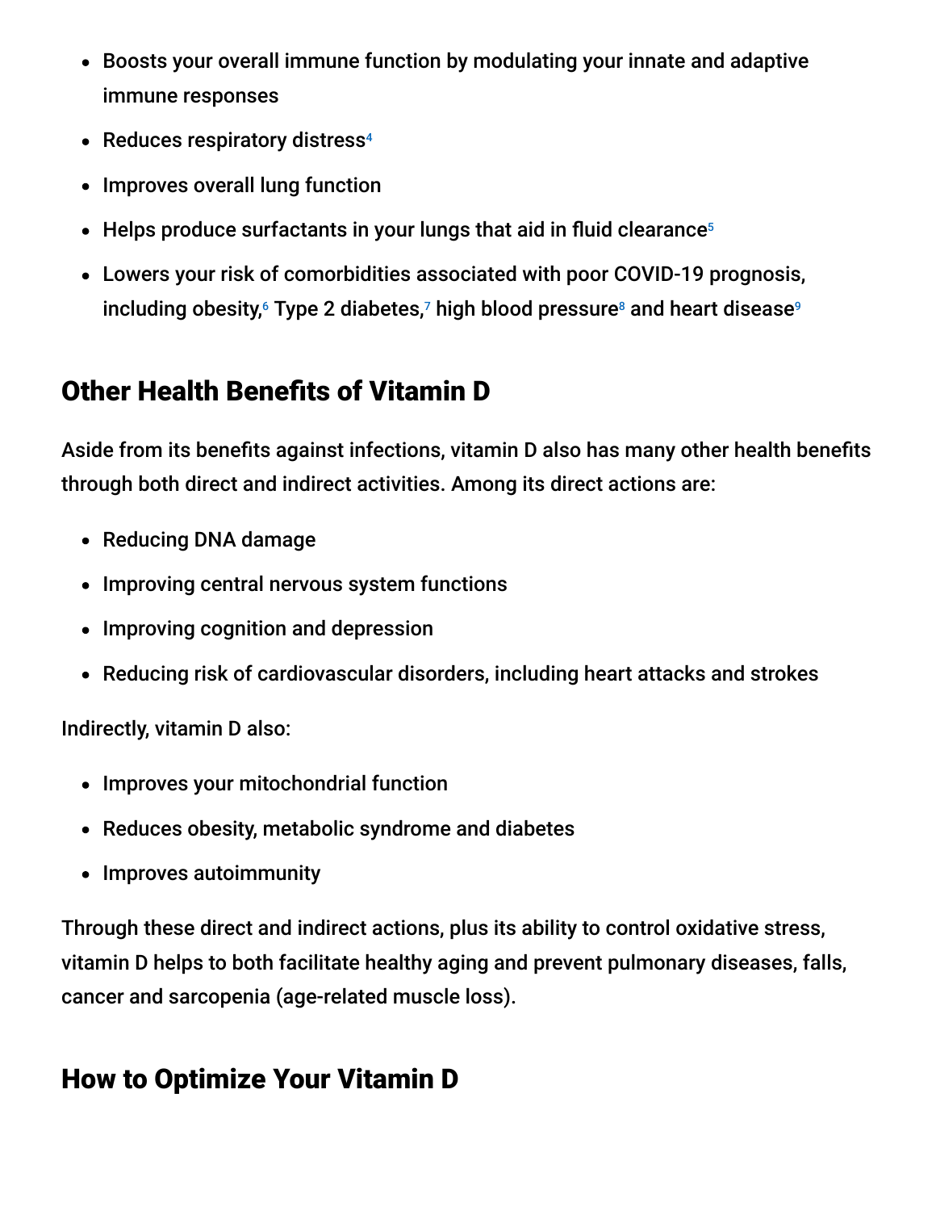- Boosts your overall immune function by modulating your innate and adaptive immune responses
- Reduces respiratory distress[4]
- Improves overall lung function
- Helps produce surfactants in your lungs that aid in fluid clearance[5]
- Lowers your risk of comorbidities associated with poor COVID-19 prognosis, including obesity,[6] Type 2 diabetes,[7] high blood pressure[8] and heart disease[9]

## Other Health Benefits of Vitamin D

Aside from its benefits against infections, vitamin D also has many other health benefits through both direct and indirect activities. Among its direct actions are:

- Reducing DNA damage
- Improving central nervous system functions
- Improving cognition and depression
- Reducing risk of cardiovascular disorders, including heart attacks and strokes

Indirectly, vitamin D also:

- Improves your mitochondrial function
- Reduces obesity, metabolic syndrome and diabetes
- Improves autoimmunity

Through these direct and indirect actions, plus its ability to control oxidative stress, vitamin D helps to both facilitate healthy aging and prevent pulmonary diseases, falls, cancer and sarcopenia (age-related muscle loss).

## How to Optimize Your Vitamin D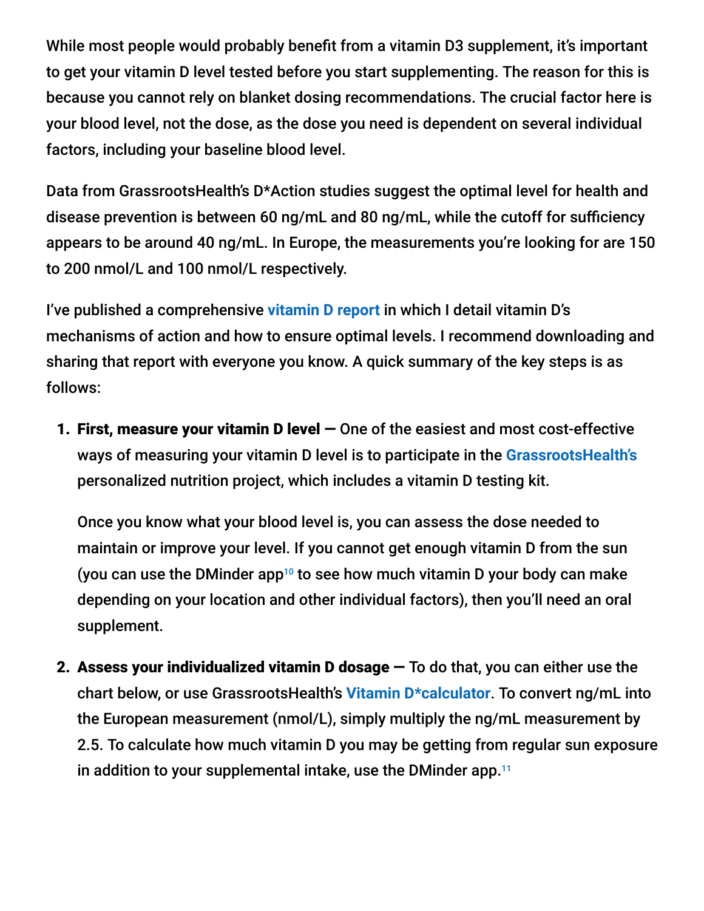While most people would probably benefit from a vitamin D3 supplement, it's important to get your vitamin D level tested before you start supplementing. The reason for this is because you cannot rely on blanket dosing recommendations. The crucial factor here is your blood level, not the dose, as the dose you need is dependent on several individual factors, including your baseline blood level.

Data from GrassrootsHealth's D*Action studies suggest the optimal level for health and disease prevention is between 60 ng/mL and 80 ng/mL, while the cutoff for sufficiency appears to be around 40 ng/mL. In Europe, the measurements you're looking for are 150 to 200 nmol/L and 100 nmol/L respectively.

I've published a comprehensive **vitamin D report** in which I detail vitamin D's mechanisms of action and how to ensure optimal levels. I recommend downloading and sharing that report with everyone you know. A quick summary of the key steps is as follows:

1. **First, measure your vitamin D level —** One of the easiest and most cost-effective ways of measuring your vitamin D level is to participate in the **GrassrootsHealth's** personalized nutrition project, which includes a vitamin D testing kit.

   Once you know what your blood level is, you can assess the dose needed to maintain or improve your level. If you cannot get enough vitamin D from the sun (you can use the DMinder app[10] to see how much vitamin D your body can make depending on your location and other individual factors), then you'll need an oral supplement.

2. **Assess your individualized vitamin D dosage —** To do that, you can either use the chart below, or use GrassrootsHealth's **Vitamin D*calculator**. To convert ng/mL into the European measurement (nmol/L), simply multiply the ng/mL measurement by 2.5. To calculate how much vitamin D you may be getting from regular sun exposure in addition to your supplemental intake, use the DMinder app.[11]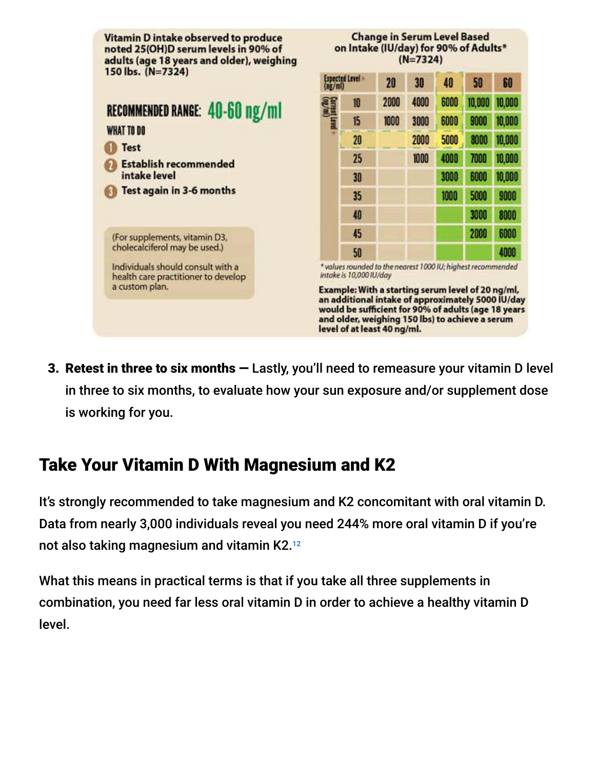Vitamin D intake observed to produce noted 25(OH)D serum levels in 90% of adults (age 18 years and older), weighing 150 lbs. (N=7324)

**RECOMMENDED RANGE: 40-60 ng/ml**

**WHAT TO DO**

1. Test
2. Establish recommended intake level
3. Test again in 3-6 months

(For supplements, vitamin D3, cholecalciferol may be used.)

Individuals should consult with a health care practitioner to develop a custom plan.

**Change in Serum Level Based on Intake (IU/day) for 90% of Adults* (N=7324)**

| Current Level (ng/ml) \ Expected Level (ng/ml) | 20 | 30 | 40 | 50 | 60 |
|---|---|---|---|---|---|
| 10 | 2000 | 4000 | 6000 | 10,000 | 10,000 |
| 15 | 1000 | 3000 | 6000 | 9000 | 10,000 |
| 20 | | 2000 | 5000 | 8000 | 10,000 |
| 25 | | 1000 | 4000 | 7000 | 10,000 |
| 30 | | | 3000 | 6000 | 10,000 |
| 35 | | | 1000 | 5000 | 9000 |
| 40 | | | | 3000 | 8000 |
| 45 | | | | 2000 | 6000 |
| 50 | | | | | 4000 |

*values rounded to the nearest 1000 IU; highest recommended intake is 10,000 IU/day

**Example: With a starting serum level of 20 ng/ml, an additional intake of approximately 5000 IU/day would be sufficient for 90% of adults (age 18 years and older, weighing 150 lbs) to achieve a serum level of at least 40 ng/ml.**

3. **Retest in three to six months —** Lastly, you'll need to remeasure your vitamin D level in three to six months, to evaluate how your sun exposure and/or supplement dose is working for you.

## Take Your Vitamin D With Magnesium and K2

It's strongly recommended to take magnesium and K2 concomitant with oral vitamin D. Data from nearly 3,000 individuals reveal you need 244% more oral vitamin D if you're not also taking magnesium and vitamin K2.[12]

What this means in practical terms is that if you take all three supplements in combination, you need far less oral vitamin D in order to achieve a healthy vitamin D level.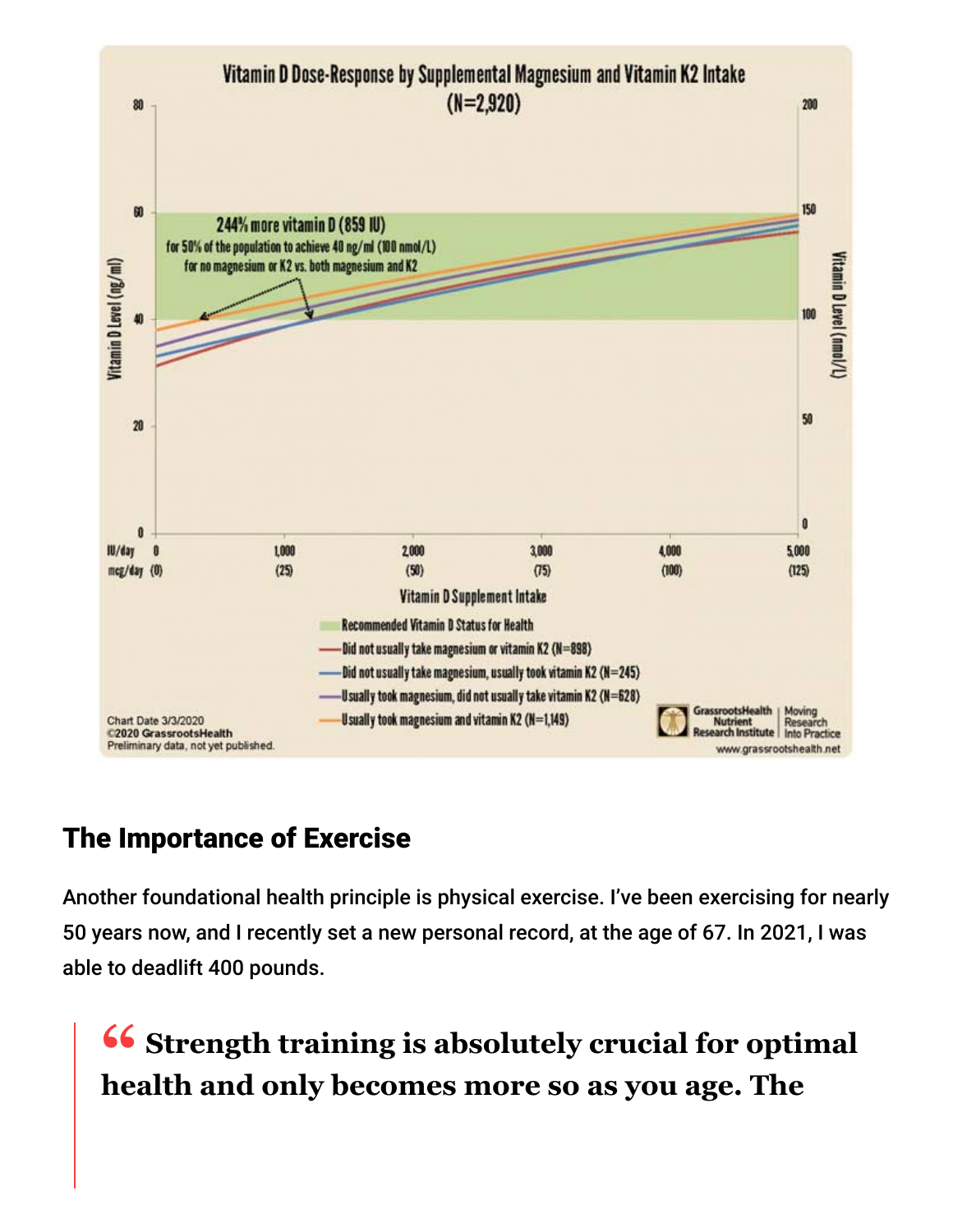Vitamin D Dose-Response by Supplemental Magnesium and Vitamin K2 Intake (N=2,920)

244% more vitamin D (859 IU) for 50% of the population to achieve 40 ng/ml (100 nmol/L) for no magnesium or K2 vs. both magnesium and K2

- Recommended Vitamin D Status for Health
- Did not usually take magnesium or vitamin K2 (N=898)
- Did not usually take magnesium, usually took vitamin K2 (N=245)
- Usually took magnesium, did not usually take vitamin K2 (N=628)
- Usually took magnesium and vitamin K2 (N=1,149)

Chart Date 3/3/2020
©2020 GrassrootsHealth
Preliminary data, not yet published.

## The Importance of Exercise

Another foundational health principle is physical exercise. I've been exercising for nearly 50 years now, and I recently set a new personal record, at the age of 67. In 2021, I was able to deadlift 400 pounds.

> **Strength training is absolutely crucial for optimal health and only becomes more so as you age. The**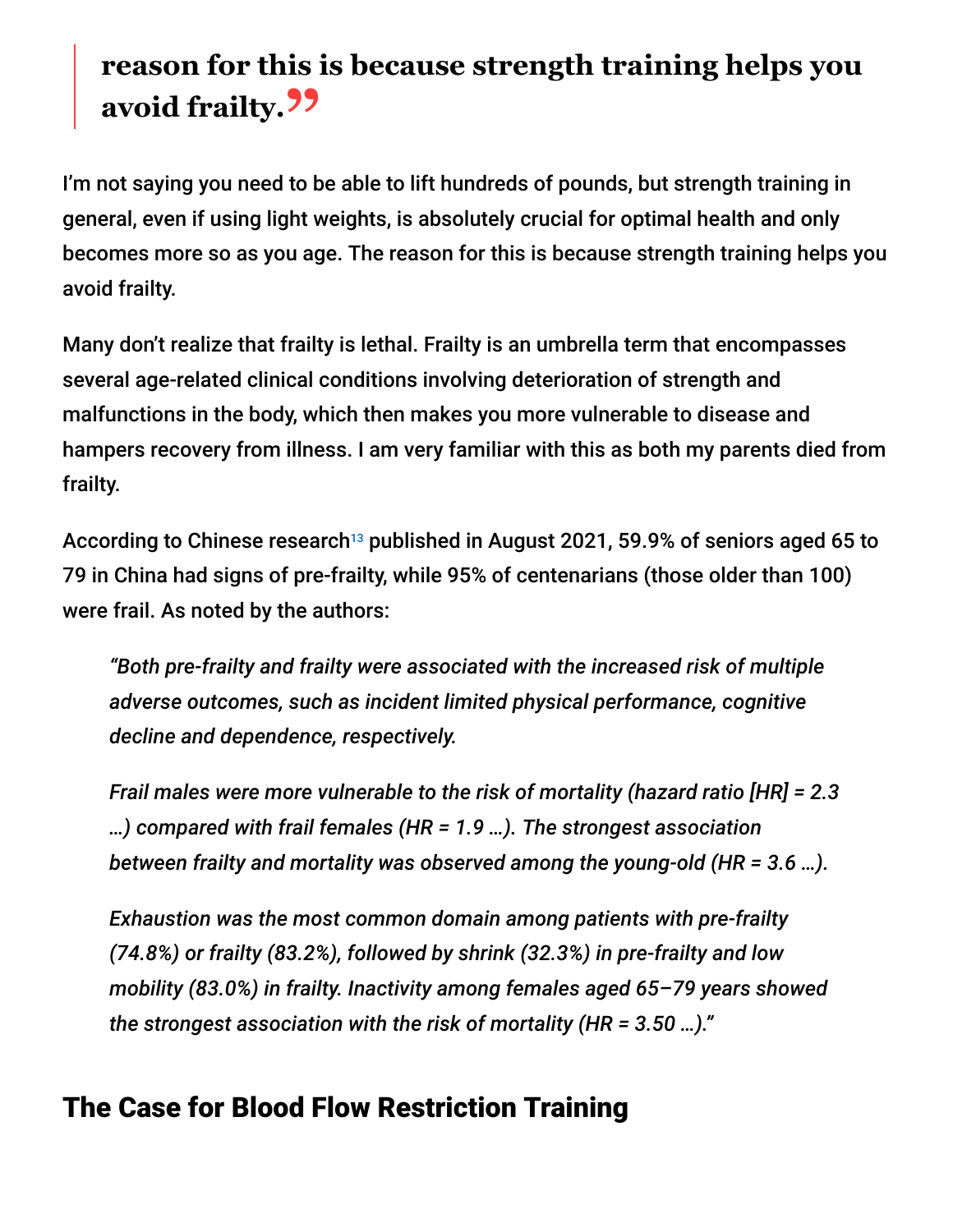> **reason for this is because strength training helps you avoid frailty.**

I'm not saying you need to be able to lift hundreds of pounds, but strength training in general, even if using light weights, is absolutely crucial for optimal health and only becomes more so as you age. The reason for this is because strength training helps you avoid frailty.

Many don't realize that frailty is lethal. Frailty is an umbrella term that encompasses several age-related clinical conditions involving deterioration of strength and malfunctions in the body, which then makes you more vulnerable to disease and hampers recovery from illness. I am very familiar with this as both my parents died from frailty.

According to Chinese research[13] published in August 2021, 59.9% of seniors aged 65 to 79 in China had signs of pre-frailty, while 95% of centenarians (those older than 100) were frail. As noted by the authors:

> *"Both pre-frailty and frailty were associated with the increased risk of multiple adverse outcomes, such as incident limited physical performance, cognitive decline and dependence, respectively.*
>
> *Frail males were more vulnerable to the risk of mortality (hazard ratio [HR] = 2.3 …) compared with frail females (HR = 1.9 …). The strongest association between frailty and mortality was observed among the young-old (HR = 3.6 …).*
>
> *Exhaustion was the most common domain among patients with pre-frailty (74.8%) or frailty (83.2%), followed by shrink (32.3%) in pre-frailty and low mobility (83.0%) in frailty. Inactivity among females aged 65–79 years showed the strongest association with the risk of mortality (HR = 3.50 …)."*

## The Case for Blood Flow Restriction Training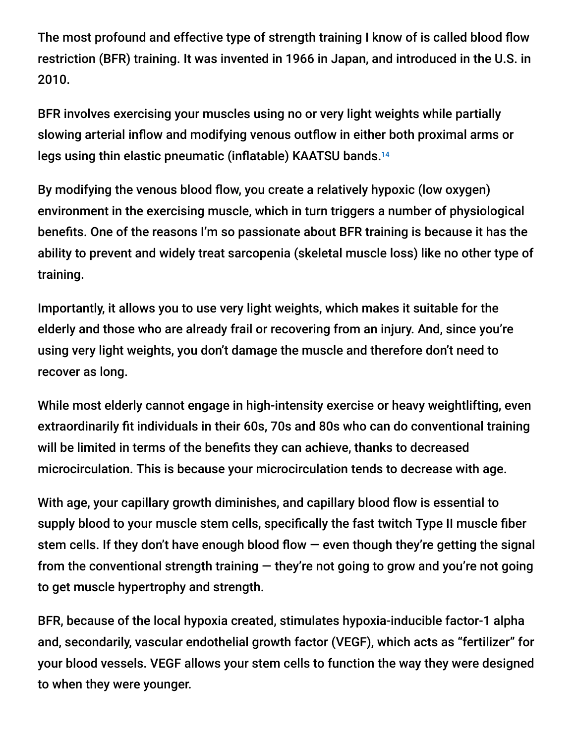The most profound and effective type of strength training I know of is called blood flow restriction (BFR) training. It was invented in 1966 in Japan, and introduced in the U.S. in 2010.

BFR involves exercising your muscles using no or very light weights while partially slowing arterial inflow and modifying venous outflow in either both proximal arms or legs using thin elastic pneumatic (inflatable) KAATSU bands.[14]

By modifying the venous blood flow, you create a relatively hypoxic (low oxygen) environment in the exercising muscle, which in turn triggers a number of physiological benefits. One of the reasons I'm so passionate about BFR training is because it has the ability to prevent and widely treat sarcopenia (skeletal muscle loss) like no other type of training.

Importantly, it allows you to use very light weights, which makes it suitable for the elderly and those who are already frail or recovering from an injury. And, since you're using very light weights, you don't damage the muscle and therefore don't need to recover as long.

While most elderly cannot engage in high-intensity exercise or heavy weightlifting, even extraordinarily fit individuals in their 60s, 70s and 80s who can do conventional training will be limited in terms of the benefits they can achieve, thanks to decreased microcirculation. This is because your microcirculation tends to decrease with age.

With age, your capillary growth diminishes, and capillary blood flow is essential to supply blood to your muscle stem cells, specifically the fast twitch Type II muscle fiber stem cells. If they don't have enough blood flow — even though they're getting the signal from the conventional strength training — they're not going to grow and you're not going to get muscle hypertrophy and strength.

BFR, because of the local hypoxia created, stimulates hypoxia-inducible factor-1 alpha and, secondarily, vascular endothelial growth factor (VEGF), which acts as "fertilizer" for your blood vessels. VEGF allows your stem cells to function the way they were designed to when they were younger.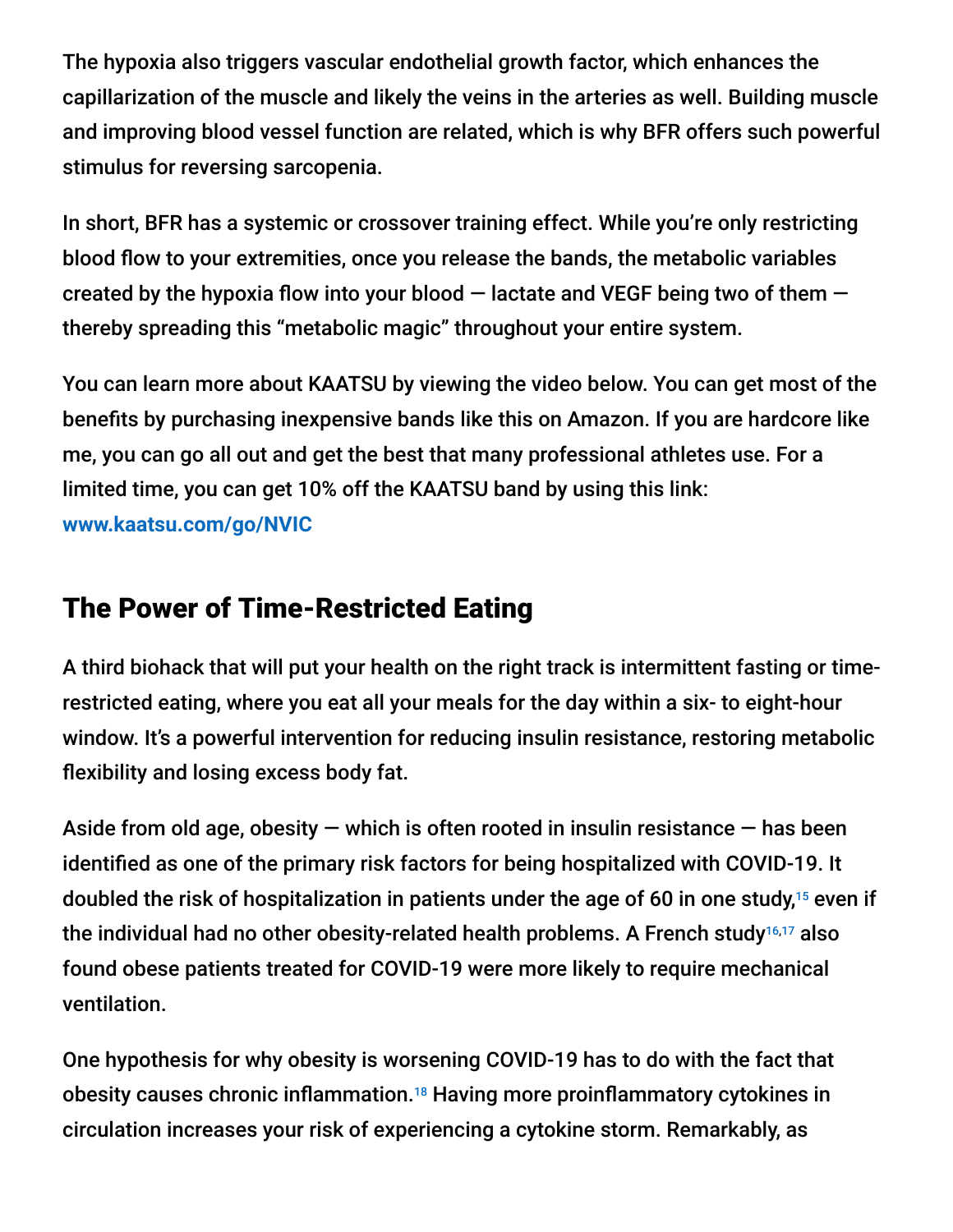The hypoxia also triggers vascular endothelial growth factor, which enhances the capillarization of the muscle and likely the veins in the arteries as well. Building muscle and improving blood vessel function are related, which is why BFR offers such powerful stimulus for reversing sarcopenia.

In short, BFR has a systemic or crossover training effect. While you're only restricting blood flow to your extremities, once you release the bands, the metabolic variables created by the hypoxia flow into your blood — lactate and VEGF being two of them — thereby spreading this "metabolic magic" throughout your entire system.

You can learn more about KAATSU by viewing the video below. You can get most of the benefits by purchasing inexpensive bands like this on Amazon. If you are hardcore like me, you can go all out and get the best that many professional athletes use. For a limited time, you can get 10% off the KAATSU band by using this link: **www.kaatsu.com/go/NVIC**

## The Power of Time-Restricted Eating

A third biohack that will put your health on the right track is intermittent fasting or time-restricted eating, where you eat all your meals for the day within a six- to eight-hour window. It's a powerful intervention for reducing insulin resistance, restoring metabolic flexibility and losing excess body fat.

Aside from old age, obesity — which is often rooted in insulin resistance — has been identified as one of the primary risk factors for being hospitalized with COVID-19. It doubled the risk of hospitalization in patients under the age of 60 in one study,[15] even if the individual had no other obesity-related health problems. A French study[16,17] also found obese patients treated for COVID-19 were more likely to require mechanical ventilation.

One hypothesis for why obesity is worsening COVID-19 has to do with the fact that obesity causes chronic inflammation.[18] Having more proinflammatory cytokines in circulation increases your risk of experiencing a cytokine storm. Remarkably, as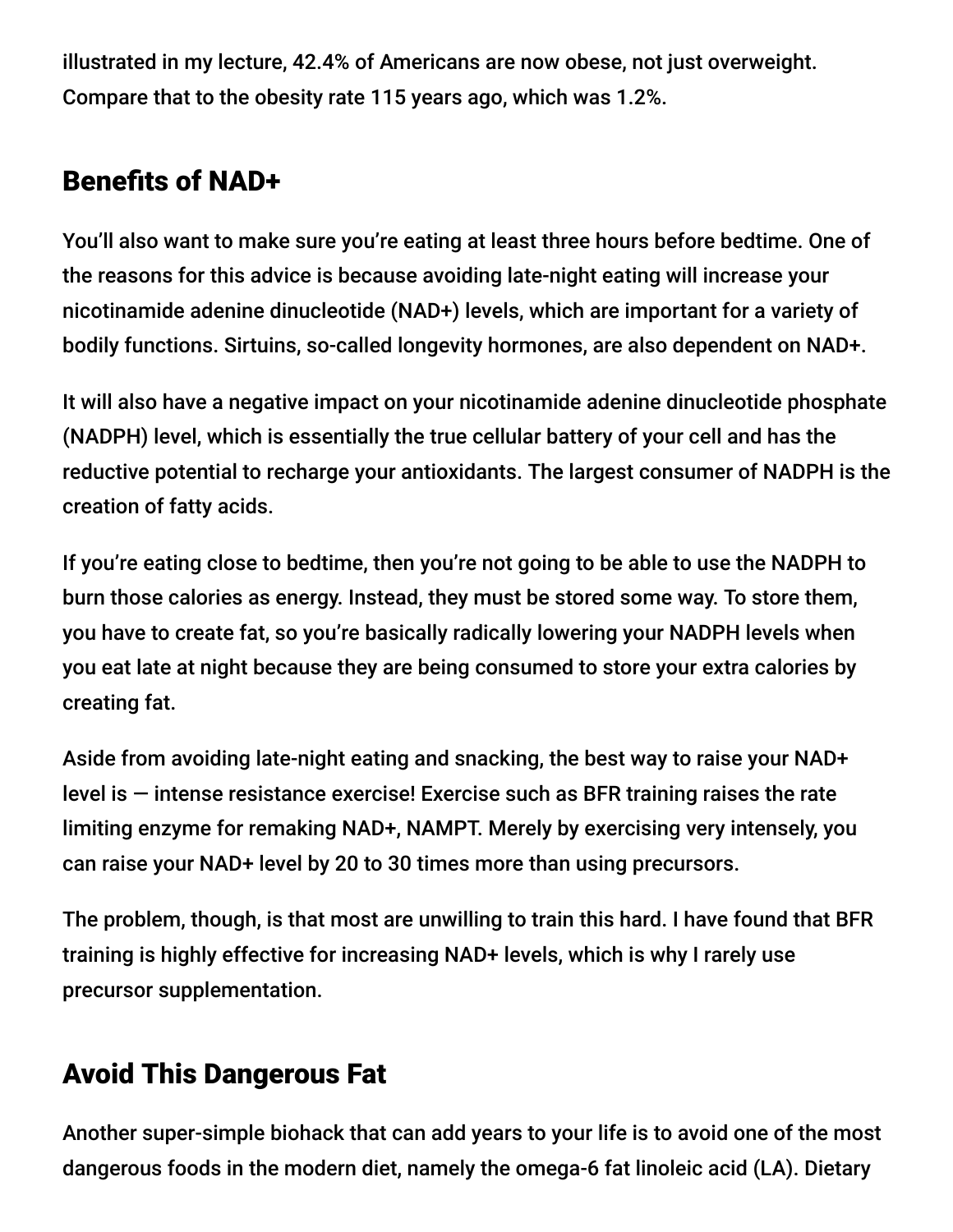illustrated in my lecture, 42.4% of Americans are now obese, not just overweight. Compare that to the obesity rate 115 years ago, which was 1.2%.

## Benefits of NAD+

You'll also want to make sure you're eating at least three hours before bedtime. One of the reasons for this advice is because avoiding late-night eating will increase your nicotinamide adenine dinucleotide (NAD+) levels, which are important for a variety of bodily functions. Sirtuins, so-called longevity hormones, are also dependent on NAD+.

It will also have a negative impact on your nicotinamide adenine dinucleotide phosphate (NADPH) level, which is essentially the true cellular battery of your cell and has the reductive potential to recharge your antioxidants. The largest consumer of NADPH is the creation of fatty acids.

If you're eating close to bedtime, then you're not going to be able to use the NADPH to burn those calories as energy. Instead, they must be stored some way. To store them, you have to create fat, so you're basically radically lowering your NADPH levels when you eat late at night because they are being consumed to store your extra calories by creating fat.

Aside from avoiding late-night eating and snacking, the best way to raise your NAD+ level is — intense resistance exercise! Exercise such as BFR training raises the rate limiting enzyme for remaking NAD+, NAMPT. Merely by exercising very intensely, you can raise your NAD+ level by 20 to 30 times more than using precursors.

The problem, though, is that most are unwilling to train this hard. I have found that BFR training is highly effective for increasing NAD+ levels, which is why I rarely use precursor supplementation.

## Avoid This Dangerous Fat

Another super-simple biohack that can add years to your life is to avoid one of the most dangerous foods in the modern diet, namely the omega-6 fat linoleic acid (LA). Dietary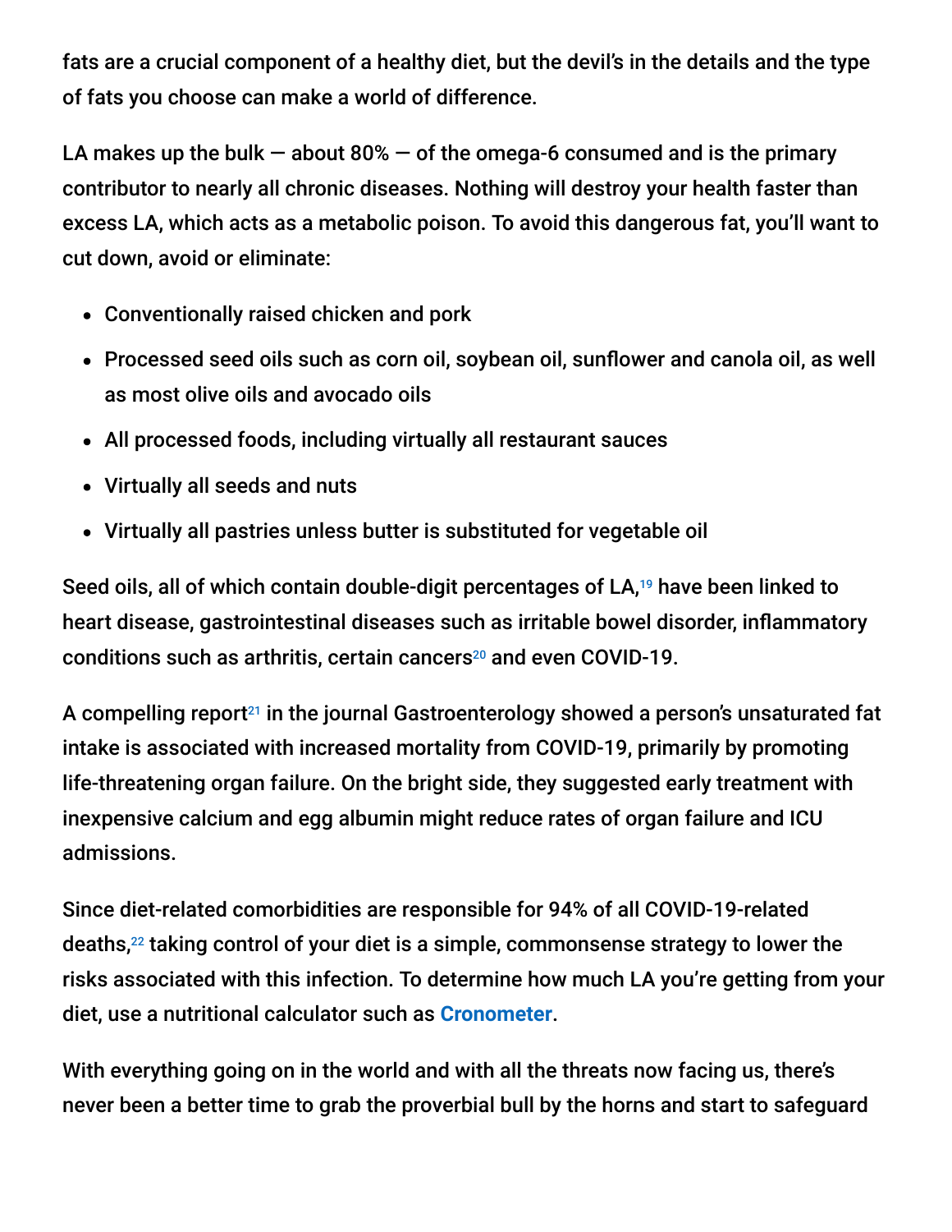fats are a crucial component of a healthy diet, but the devil's in the details and the type of fats you choose can make a world of difference.

LA makes up the bulk — about 80% — of the omega-6 consumed and is the primary contributor to nearly all chronic diseases. Nothing will destroy your health faster than excess LA, which acts as a metabolic poison. To avoid this dangerous fat, you'll want to cut down, avoid or eliminate:

- Conventionally raised chicken and pork
- Processed seed oils such as corn oil, soybean oil, sunflower and canola oil, as well as most olive oils and avocado oils
- All processed foods, including virtually all restaurant sauces
- Virtually all seeds and nuts
- Virtually all pastries unless butter is substituted for vegetable oil

Seed oils, all of which contain double-digit percentages of LA,[19] have been linked to heart disease, gastrointestinal diseases such as irritable bowel disorder, inflammatory conditions such as arthritis, certain cancers[20] and even COVID-19.

A compelling report[21] in the journal Gastroenterology showed a person's unsaturated fat intake is associated with increased mortality from COVID-19, primarily by promoting life-threatening organ failure. On the bright side, they suggested early treatment with inexpensive calcium and egg albumin might reduce rates of organ failure and ICU admissions.

Since diet-related comorbidities are responsible for 94% of all COVID-19-related deaths,[22] taking control of your diet is a simple, commonsense strategy to lower the risks associated with this infection. To determine how much LA you're getting from your diet, use a nutritional calculator such as **Cronometer**.

With everything going on in the world and with all the threats now facing us, there's never been a better time to grab the proverbial bull by the horns and start to safeguard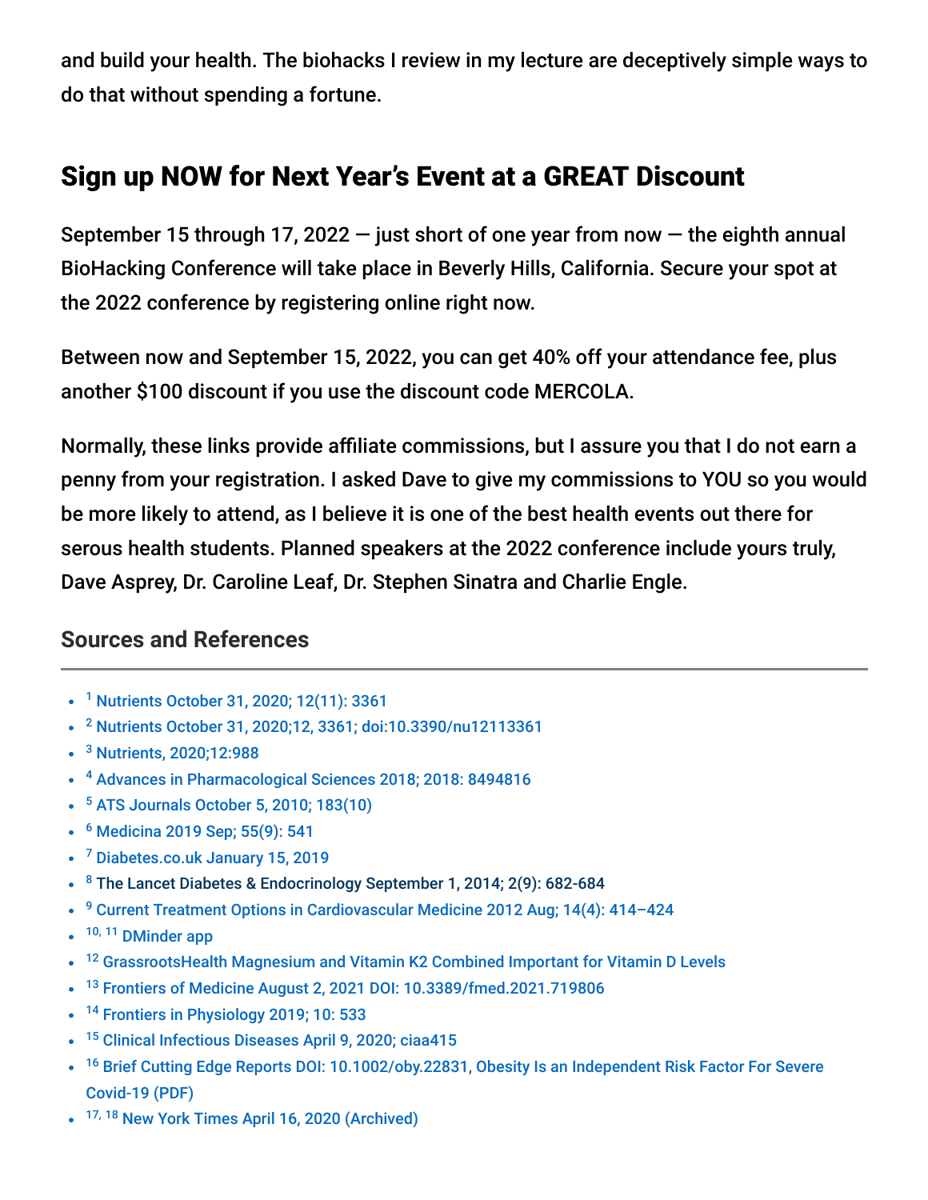and build your health. The biohacks I review in my lecture are deceptively simple ways to do that without spending a fortune.

## Sign up NOW for Next Year's Event at a GREAT Discount

September 15 through 17, 2022 — just short of one year from now — the eighth annual BioHacking Conference will take place in Beverly Hills, California. Secure your spot at the 2022 conference by registering online right now.

Between now and September 15, 2022, you can get 40% off your attendance fee, plus another $100 discount if you use the discount code MERCOLA.

Normally, these links provide affiliate commissions, but I assure you that I do not earn a penny from your registration. I asked Dave to give my commissions to YOU so you would be more likely to attend, as I believe it is one of the best health events out there for serous health students. Planned speakers at the 2022 conference include yours truly, Dave Asprey, Dr. Caroline Leaf, Dr. Stephen Sinatra and Charlie Engle.

### Sources and References

- [1] Nutrients October 31, 2020; 12(11): 3361
- [2] Nutrients October 31, 2020;12, 3361; doi:10.3390/nu12113361
- [3] Nutrients, 2020;12:988
- [4] Advances in Pharmacological Sciences 2018; 2018: 8494816
- [5] ATS Journals October 5, 2010; 183(10)
- [6] Medicina 2019 Sep; 55(9): 541
- [7] Diabetes.co.uk January 15, 2019
- [8] The Lancet Diabetes & Endocrinology September 1, 2014; 2(9): 682-684
- [9] Current Treatment Options in Cardiovascular Medicine 2012 Aug; 14(4): 414–424
- [10, 11] DMinder app
- [12] GrassrootsHealth Magnesium and Vitamin K2 Combined Important for Vitamin D Levels
- [13] Frontiers of Medicine August 2, 2021 DOI: 10.3389/fmed.2021.719806
- [14] Frontiers in Physiology 2019; 10: 533
- [15] Clinical Infectious Diseases April 9, 2020; ciaa415
- [16] Brief Cutting Edge Reports DOI: 10.1002/oby.22831, Obesity Is an Independent Risk Factor For Severe Covid-19 (PDF)
- [17, 18] New York Times April 16, 2020 (Archived)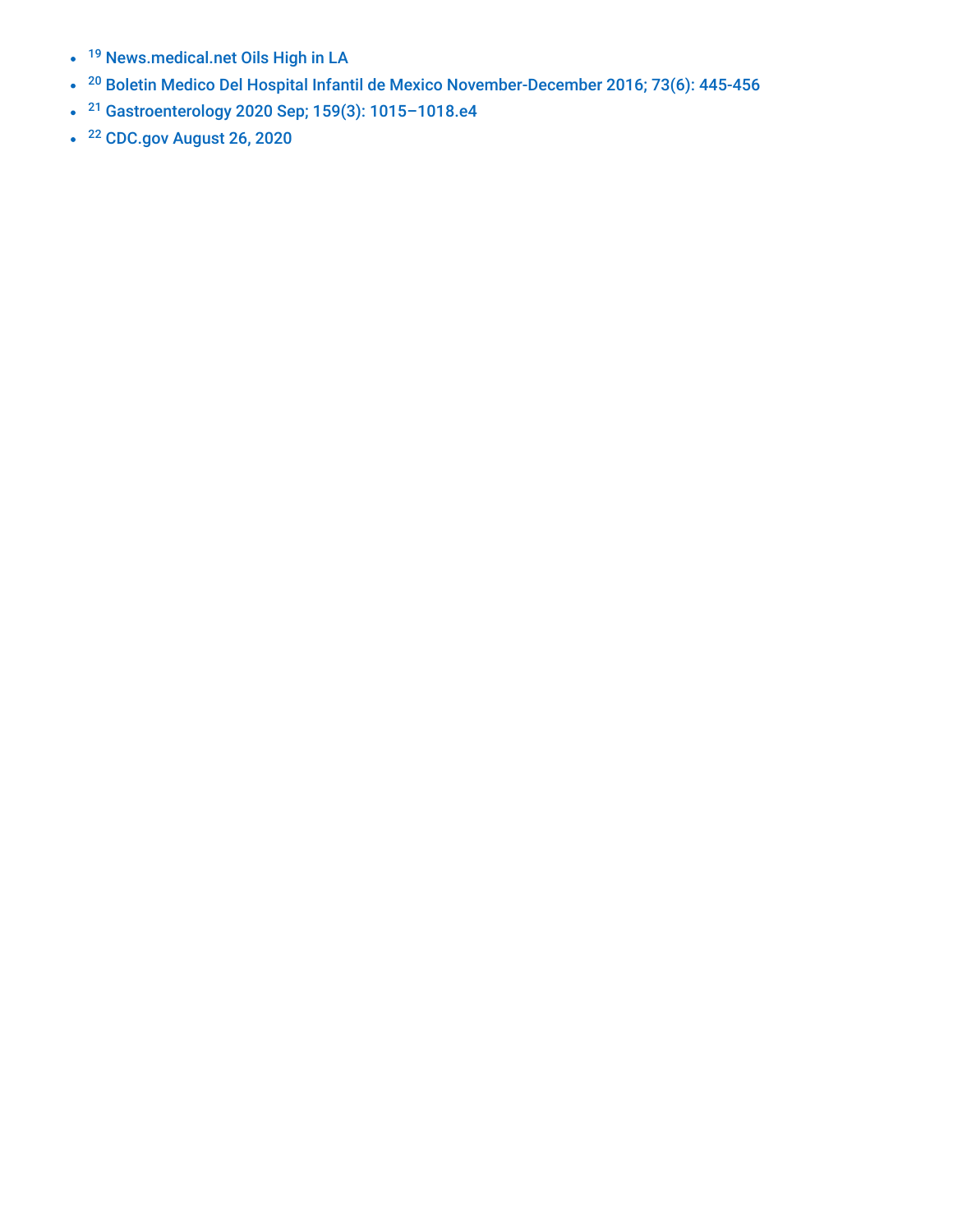- [19] News.medical.net Oils High in LA
- [20] Boletin Medico Del Hospital Infantil de Mexico November-December 2016; 73(6): 445-456
- [21] Gastroenterology 2020 Sep; 159(3): 1015–1018.e4
- [22] CDC.gov August 26, 2020